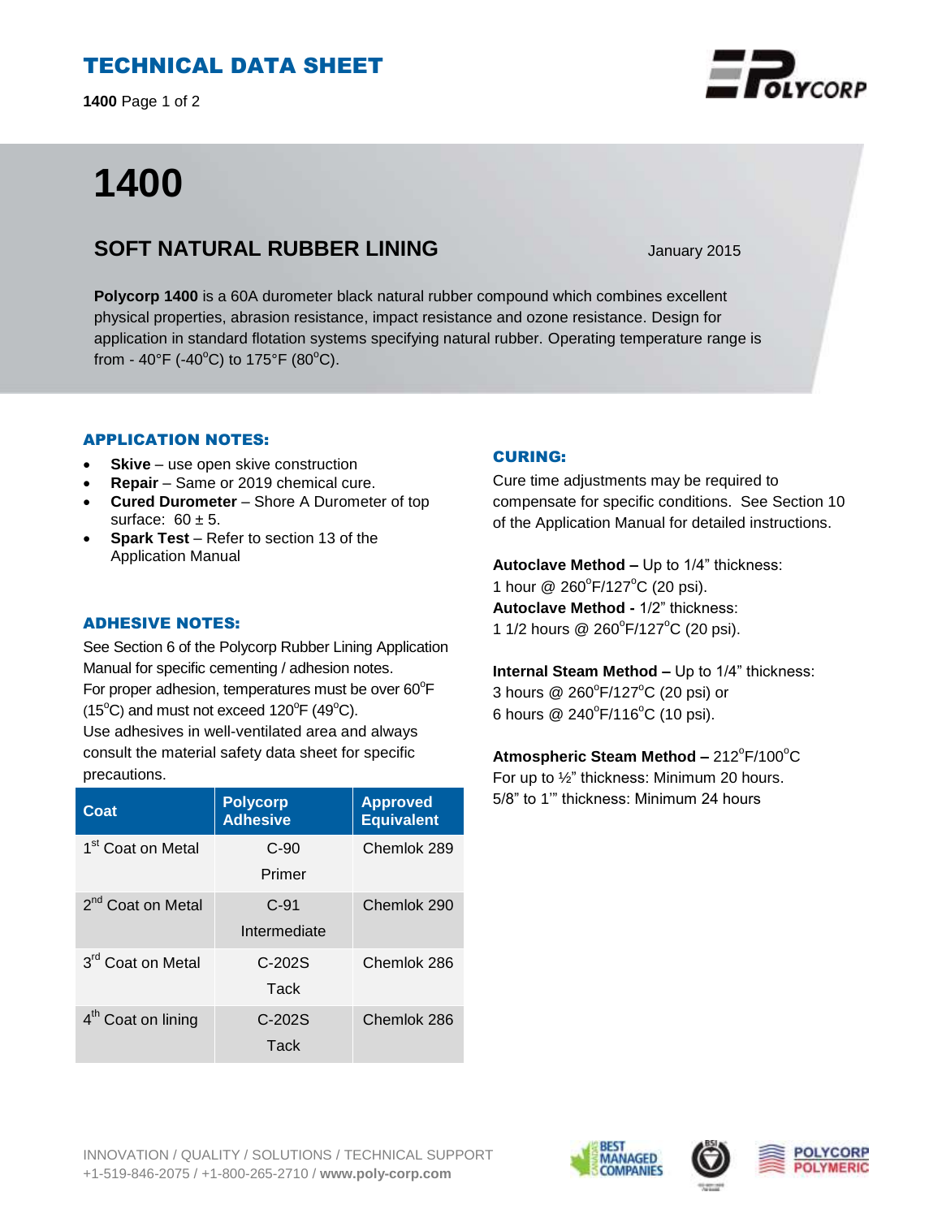# TECHNICAL DATA SHEET

# 1400

## SOFT NATURAL RUBBER LINING

January 2015

**Polycorp 1400** is a 60A durometer black natural rubber compound which combines excellent physical properties, abrasion resistance, impact resistance and ozone resistance. Design for application in standard flotation systems specifying natural rubber. Operating temperature range is from - 40°F (-40°C) to 175°F (80°C).

### APPLICATION NOTES:

- **Skive** – use open skive construction
- **Repair** – Same or 2019 chemical cure.
- **Cured Durometer** – Shore A Durometer of top surface: 60 ± 5.
- **Spark Test** – Refer to section 13 of the Application Manual

### ADHESIVE NOTES:

See Section 6 of the Polycorp Rubber Lining Application Manual for specific cementing / adhesion notes.
For proper adhesion, temperatures must be over 60°F (15°C) and must not exceed 120°F (49°C).
Use adhesives in well-ventilated area and always consult the material safety data sheet for specific precautions.

| Coat | Polycorp Adhesive | Approved Equivalent |
|---|---|---|
| 1st Coat on Metal | C-90 Primer | Chemlok 289 |
| 2nd Coat on Metal | C-91 Intermediate | Chemlok 290 |
| 3rd Coat on Metal | C-202S Tack | Chemlok 286 |
| 4th Coat on lining | C-202S Tack | Chemlok 286 |

### CURING:

Cure time adjustments may be required to compensate for specific conditions. See Section 10 of the Application Manual for detailed instructions.

**Autoclave Method –** Up to 1/4" thickness:
1 hour @ 260°F/127°C (20 psi).
**Autoclave Method -** 1/2" thickness:
1 1/2 hours @ 260°F/127°C (20 psi).

**Internal Steam Method –** Up to 1/4" thickness:
3 hours @ 260°F/127°C (20 psi) or
6 hours @ 240°F/116°C (10 psi).

**Atmospheric Steam Method –** 212°F/100°C
For up to ½" thickness: Minimum 20 hours.
5/8" to 1'" thickness: Minimum 24 hours

INNOVATION / QUALITY / SOLUTIONS / TECHNICAL SUPPORT
+1-519-846-2075 / +1-800-265-2710 / **www.poly-corp.com**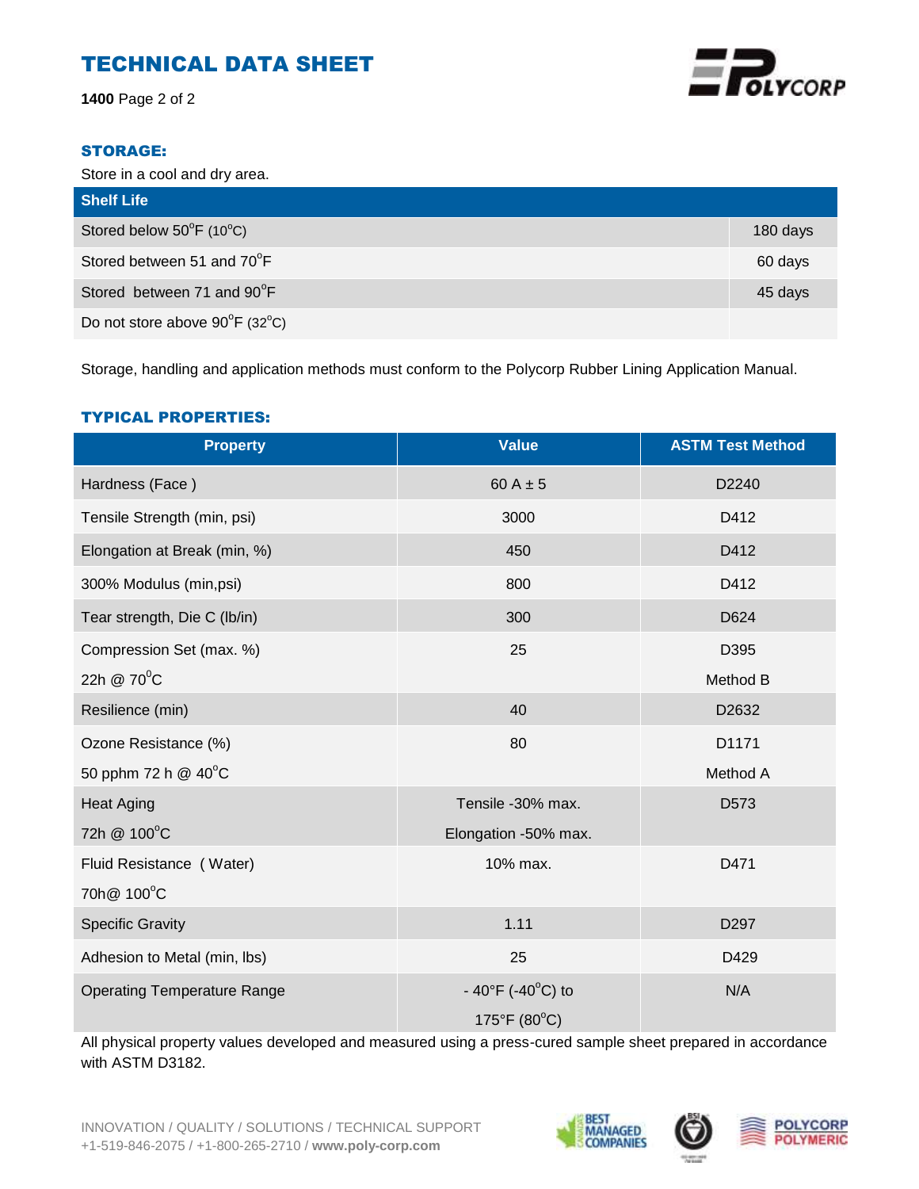# TECHNICAL DATA SHEET

**1400** Page 2 of 2

### STORAGE:

Store in a cool and dry area.

| Shelf Life | |
|---|---|
| Stored below 50°F (10°C) | 180 days |
| Stored between 51 and 70°F | 60 days |
| Stored between 71 and 90°F | 45 days |
| Do not store above 90°F (32°C) | |

Storage, handling and application methods must conform to the Polycorp Rubber Lining Application Manual.

### TYPICAL PROPERTIES:

| Property | Value | ASTM Test Method |
|---|---|---|
| Hardness (Face ) | 60 A ± 5 | D2240 |
| Tensile Strength (min, psi) | 3000 | D412 |
| Elongation at Break (min, %) | 450 | D412 |
| 300% Modulus (min,psi) | 800 | D412 |
| Tear strength, Die C (lb/in) | 300 | D624 |
| Compression Set (max. %) 22h @ 70°C | 25 | D395 Method B |
| Resilience (min) | 40 | D2632 |
| Ozone Resistance (%) 50 pphm 72 h @ 40°C | 80 | D1171 Method A |
| Heat Aging 72h @ 100°C | Tensile -30% max. Elongation -50% max. | D573 |
| Fluid Resistance ( Water) 70h@ 100°C | 10% max. | D471 |
| Specific Gravity | 1.11 | D297 |
| Adhesion to Metal (min, lbs) | 25 | D429 |
| Operating Temperature Range | - 40°F (-40°C) to 175°F (80°C) | N/A |

All physical property values developed and measured using a press-cured sample sheet prepared in accordance with ASTM D3182.

INNOVATION / QUALITY / SOLUTIONS / TECHNICAL SUPPORT
+1-519-846-2075 / +1-800-265-2710 / **www.poly-corp.com**